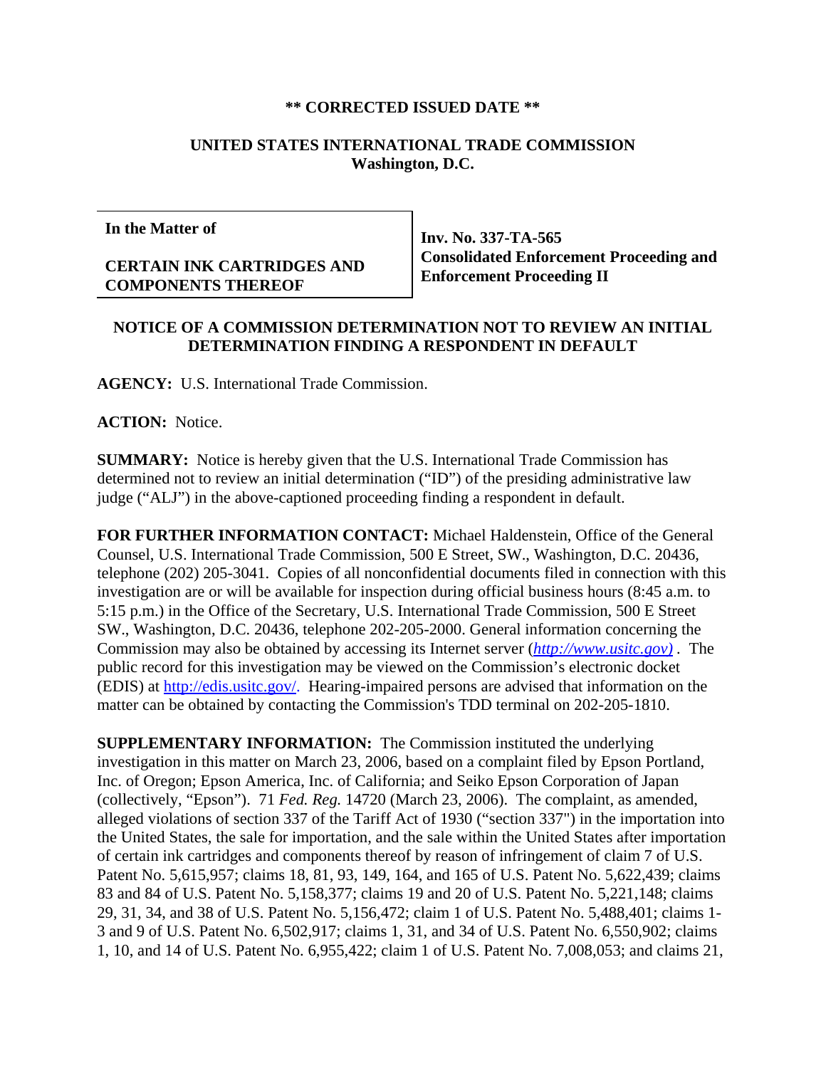**\*\* CORRECTED ISSUED DATE \*\***

**UNITED STATES INTERNATIONAL TRADE COMMISSION**
**Washington, D.C.**

| In the Matter of<br><br>CERTAIN INK CARTRIDGES AND COMPONENTS THEREOF | Inv. No. 337-TA-565<br>Consolidated Enforcement Proceeding and Enforcement Proceeding II |
|---|---|

**NOTICE OF A COMMISSION DETERMINATION NOT TO REVIEW AN INITIAL DETERMINATION FINDING A RESPONDENT IN DEFAULT**

**AGENCY:** U.S. International Trade Commission.

**ACTION:** Notice.

**SUMMARY:** Notice is hereby given that the U.S. International Trade Commission has determined not to review an initial determination ("ID") of the presiding administrative law judge ("ALJ") in the above-captioned proceeding finding a respondent in default.

**FOR FURTHER INFORMATION CONTACT:** Michael Haldenstein, Office of the General Counsel, U.S. International Trade Commission, 500 E Street, SW., Washington, D.C. 20436, telephone (202) 205-3041. Copies of all nonconfidential documents filed in connection with this investigation are or will be available for inspection during official business hours (8:45 a.m. to 5:15 p.m.) in the Office of the Secretary, U.S. International Trade Commission, 500 E Street SW., Washington, D.C. 20436, telephone 202-205-2000. General information concerning the Commission may also be obtained by accessing its Internet server (*http://www.usitc.gov)* . The public record for this investigation may be viewed on the Commission's electronic docket (EDIS) at http://edis.usitc.gov/. Hearing-impaired persons are advised that information on the matter can be obtained by contacting the Commission's TDD terminal on 202-205-1810.

**SUPPLEMENTARY INFORMATION:** The Commission instituted the underlying investigation in this matter on March 23, 2006, based on a complaint filed by Epson Portland, Inc. of Oregon; Epson America, Inc. of California; and Seiko Epson Corporation of Japan (collectively, "Epson"). 71 *Fed. Reg.* 14720 (March 23, 2006). The complaint, as amended, alleged violations of section 337 of the Tariff Act of 1930 ("section 337") in the importation into the United States, the sale for importation, and the sale within the United States after importation of certain ink cartridges and components thereof by reason of infringement of claim 7 of U.S. Patent No. 5,615,957; claims 18, 81, 93, 149, 164, and 165 of U.S. Patent No. 5,622,439; claims 83 and 84 of U.S. Patent No. 5,158,377; claims 19 and 20 of U.S. Patent No. 5,221,148; claims 29, 31, 34, and 38 of U.S. Patent No. 5,156,472; claim 1 of U.S. Patent No. 5,488,401; claims 1-3 and 9 of U.S. Patent No. 6,502,917; claims 1, 31, and 34 of U.S. Patent No. 6,550,902; claims 1, 10, and 14 of U.S. Patent No. 6,955,422; claim 1 of U.S. Patent No. 7,008,053; and claims 21,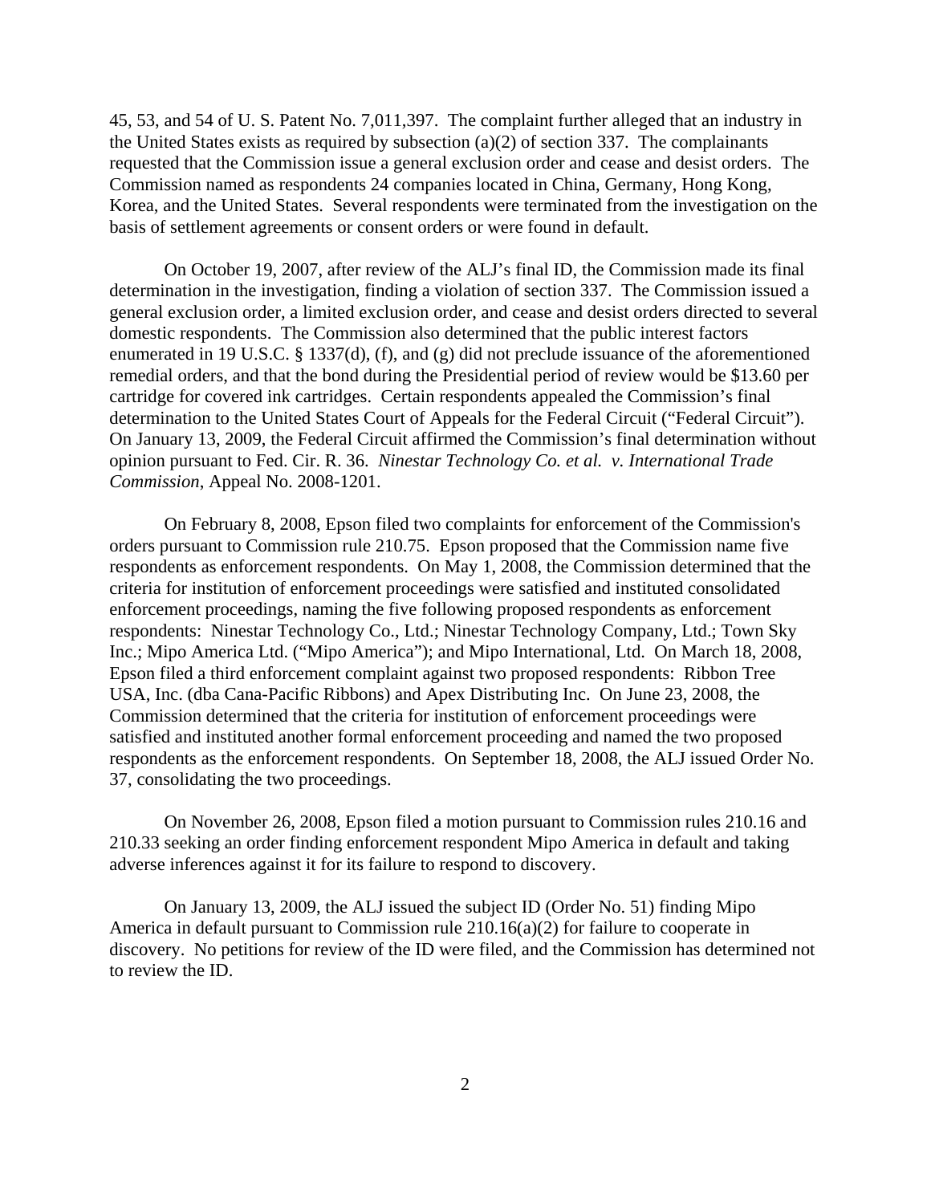45, 53, and 54 of U. S. Patent No. 7,011,397. The complaint further alleged that an industry in the United States exists as required by subsection (a)(2) of section 337. The complainants requested that the Commission issue a general exclusion order and cease and desist orders. The Commission named as respondents 24 companies located in China, Germany, Hong Kong, Korea, and the United States. Several respondents were terminated from the investigation on the basis of settlement agreements or consent orders or were found in default.

On October 19, 2007, after review of the ALJ's final ID, the Commission made its final determination in the investigation, finding a violation of section 337. The Commission issued a general exclusion order, a limited exclusion order, and cease and desist orders directed to several domestic respondents. The Commission also determined that the public interest factors enumerated in 19 U.S.C. § 1337(d), (f), and (g) did not preclude issuance of the aforementioned remedial orders, and that the bond during the Presidential period of review would be $13.60 per cartridge for covered ink cartridges. Certain respondents appealed the Commission's final determination to the United States Court of Appeals for the Federal Circuit ("Federal Circuit"). On January 13, 2009, the Federal Circuit affirmed the Commission's final determination without opinion pursuant to Fed. Cir. R. 36. *Ninestar Technology Co. et al. v. International Trade Commission*, Appeal No. 2008-1201.

On February 8, 2008, Epson filed two complaints for enforcement of the Commission's orders pursuant to Commission rule 210.75. Epson proposed that the Commission name five respondents as enforcement respondents. On May 1, 2008, the Commission determined that the criteria for institution of enforcement proceedings were satisfied and instituted consolidated enforcement proceedings, naming the five following proposed respondents as enforcement respondents: Ninestar Technology Co., Ltd.; Ninestar Technology Company, Ltd.; Town Sky Inc.; Mipo America Ltd. ("Mipo America"); and Mipo International, Ltd. On March 18, 2008, Epson filed a third enforcement complaint against two proposed respondents: Ribbon Tree USA, Inc. (dba Cana-Pacific Ribbons) and Apex Distributing Inc. On June 23, 2008, the Commission determined that the criteria for institution of enforcement proceedings were satisfied and instituted another formal enforcement proceeding and named the two proposed respondents as the enforcement respondents. On September 18, 2008, the ALJ issued Order No. 37, consolidating the two proceedings.

On November 26, 2008, Epson filed a motion pursuant to Commission rules 210.16 and 210.33 seeking an order finding enforcement respondent Mipo America in default and taking adverse inferences against it for its failure to respond to discovery.

On January 13, 2009, the ALJ issued the subject ID (Order No. 51) finding Mipo America in default pursuant to Commission rule 210.16(a)(2) for failure to cooperate in discovery. No petitions for review of the ID were filed, and the Commission has determined not to review the ID.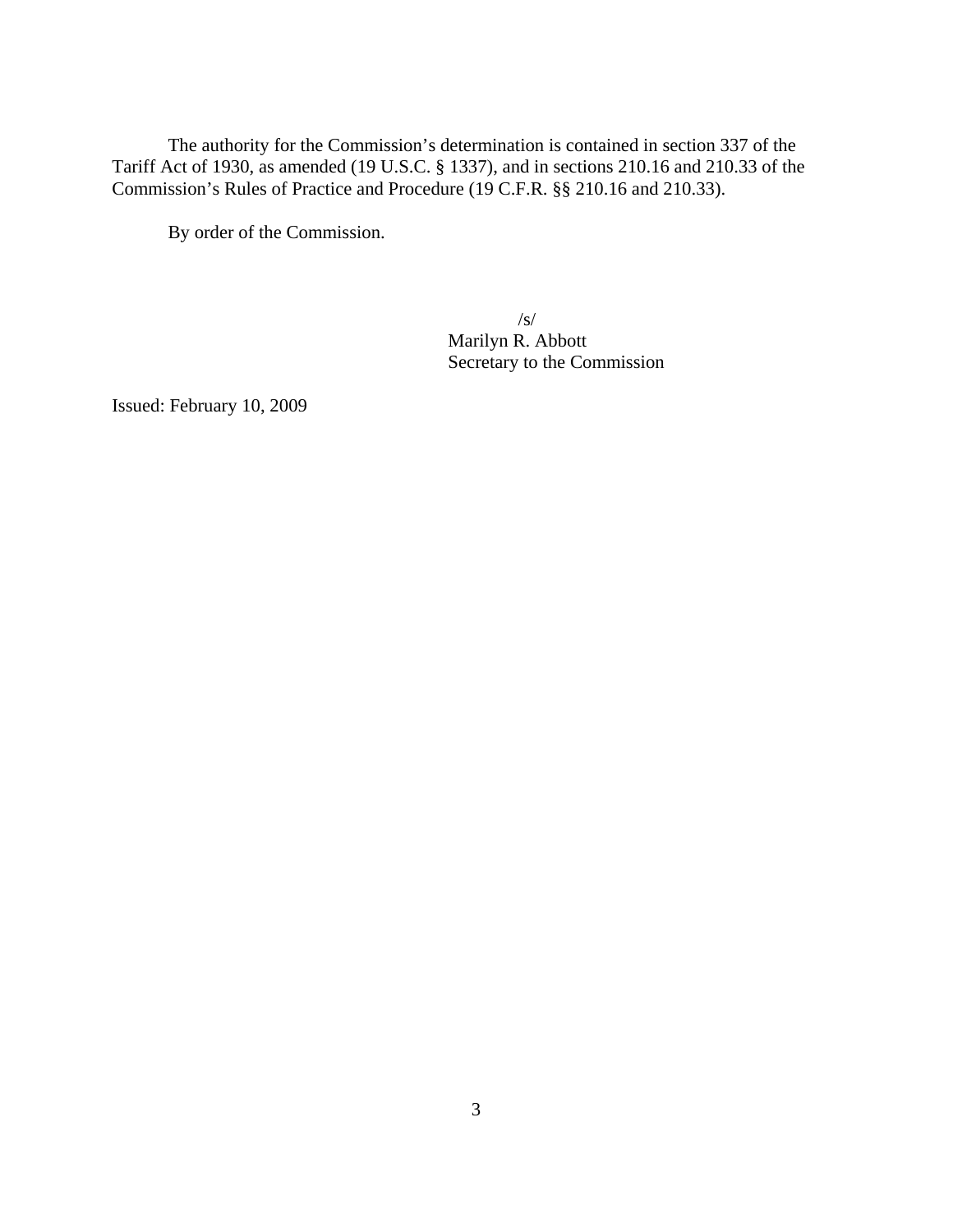The authority for the Commission's determination is contained in section 337 of the Tariff Act of 1930, as amended (19 U.S.C. § 1337), and in sections 210.16 and 210.33 of the Commission's Rules of Practice and Procedure (19 C.F.R. §§ 210.16 and 210.33).

By order of the Commission.

/s/
Marilyn R. Abbott
Secretary to the Commission

Issued: February 10, 2009